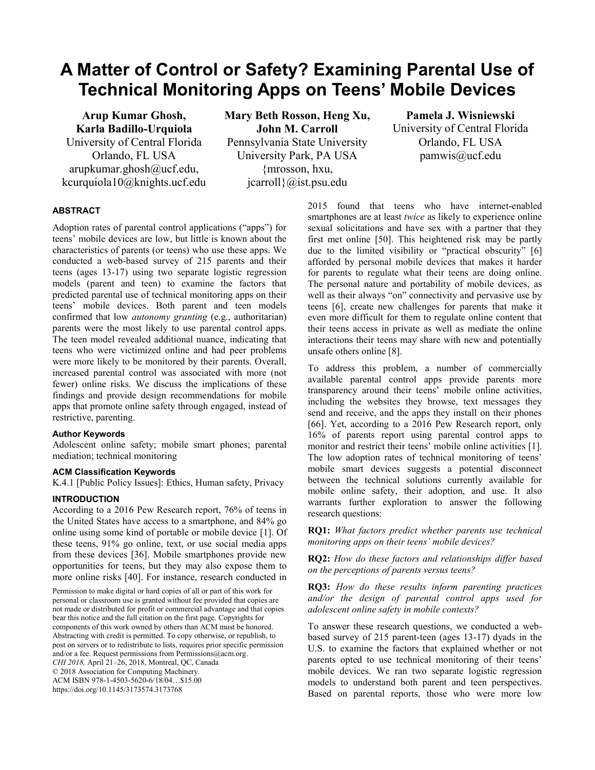# A Matter of Control or Safety? Examining Parental Use of Technical Monitoring Apps on Teens' Mobile Devices

**Arup Kumar Ghosh, Karla Badillo-Urquiola**
University of Central Florida
Orlando, FL USA
arupkumar.ghosh@ucf.edu, kcurquiola10@knights.ucf.edu

**Mary Beth Rosson, Heng Xu, John M. Carroll**
Pennsylvania State University
University Park, PA USA
{mrosson, hxu, jcarroll}@ist.psu.edu

**Pamela J. Wisniewski**
University of Central Florida
Orlando, FL USA
pamwis@ucf.edu

## ABSTRACT

Adoption rates of parental control applications ("apps") for teens' mobile devices are low, but little is known about the characteristics of parents (or teens) who use these apps. We conducted a web-based survey of 215 parents and their teens (ages 13-17) using two separate logistic regression models (parent and teen) to examine the factors that predicted parental use of technical monitoring apps on their teens' mobile devices. Both parent and teen models confirmed that low *autonomy granting* (e.g., authoritarian) parents were the most likely to use parental control apps. The teen model revealed additional nuance, indicating that teens who were victimized online and had peer problems were more likely to be monitored by their parents. Overall, increased parental control was associated with more (not fewer) online risks. We discuss the implications of these findings and provide design recommendations for mobile apps that promote online safety through engaged, instead of restrictive, parenting.

### Author Keywords

Adolescent online safety; mobile smart phones; parental mediation; technical monitoring

### ACM Classification Keywords

K.4.1 [Public Policy Issues]: Ethics, Human safety, Privacy

## INTRODUCTION

According to a 2016 Pew Research report, 76% of teens in the United States have access to a smartphone, and 84% go online using some kind of portable or mobile device [1]. Of these teens, 91% go online, text, or use social media apps from these devices [36]. Mobile smartphones provide new opportunities for teens, but they may also expose them to more online risks [40]. For instance, research conducted in 2015 found that teens who have internet-enabled smartphones are at least *twice* as likely to experience online sexual solicitations and have sex with a partner that they first met online [50]. This heightened risk may be partly due to the limited visibility or "practical obscurity" [6] afforded by personal mobile devices that makes it harder for parents to regulate what their teens are doing online. The personal nature and portability of mobile devices, as well as their always "on" connectivity and pervasive use by teens [6], create new challenges for parents that make it even more difficult for them to regulate online content that their teens access in private as well as mediate the online interactions their teens may share with new and potentially unsafe others online [8].

Permission to make digital or hard copies of all or part of this work for personal or classroom use is granted without fee provided that copies are not made or distributed for profit or commercial advantage and that copies bear this notice and the full citation on the first page. Copyrights for components of this work owned by others than ACM must be honored. Abstracting with credit is permitted. To copy otherwise, or republish, to post on servers or to redistribute to lists, requires prior specific permission and/or a fee. Request permissions from Permissions@acm.org.
*CHI 2018,* April 21–26, 2018, Montreal, QC, Canada
© 2018 Association for Computing Machinery.
ACM ISBN 978-1-4503-5620-6/18/04…$15.00
https://doi.org/10.1145/3173574.3173768

To address this problem, a number of commercially available parental control apps provide parents more transparency around their teens' mobile online activities, including the websites they browse, text messages they send and receive, and the apps they install on their phones [66]. Yet, according to a 2016 Pew Research report, only 16% of parents report using parental control apps to monitor and restrict their teens' mobile online activities [1]. The low adoption rates of technical monitoring of teens' mobile smart devices suggests a potential disconnect between the technical solutions currently available for mobile online safety, their adoption, and use. It also warrants further exploration to answer the following research questions:

**RQ1:** *What factors predict whether parents use technical monitoring apps on their teens' mobile devices?*

**RQ2:** *How do these factors and relationships differ based on the perceptions of parents versus teens?*

**RQ3:** *How do these results inform parenting practices and/or the design of parental control apps used for adolescent online safety in mobile contexts?*

To answer these research questions, we conducted a web-based survey of 215 parent-teen (ages 13-17) dyads in the U.S. to examine the factors that explained whether or not parents opted to use technical monitoring of their teens' mobile devices. We ran two separate logistic regression models to understand both parent and teen perspectives. Based on parental reports, those who were more low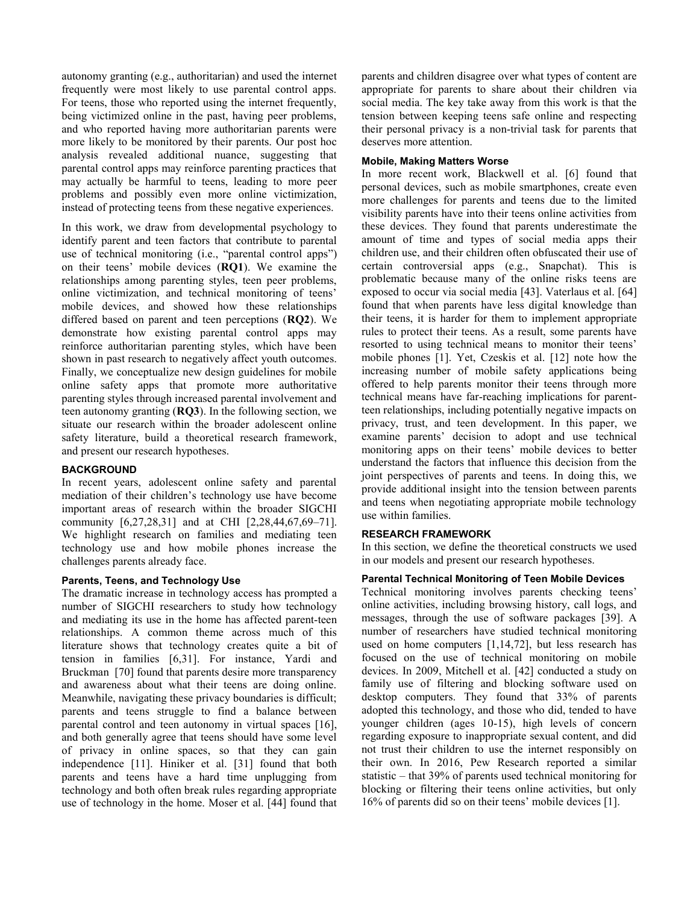autonomy granting (e.g., authoritarian) and used the internet frequently were most likely to use parental control apps. For teens, those who reported using the internet frequently, being victimized online in the past, having peer problems, and who reported having more authoritarian parents were more likely to be monitored by their parents. Our post hoc analysis revealed additional nuance, suggesting that parental control apps may reinforce parenting practices that may actually be harmful to teens, leading to more peer problems and possibly even more online victimization, instead of protecting teens from these negative experiences.

In this work, we draw from developmental psychology to identify parent and teen factors that contribute to parental use of technical monitoring (i.e., "parental control apps") on their teens' mobile devices (**RQ1**). We examine the relationships among parenting styles, teen peer problems, online victimization, and technical monitoring of teens' mobile devices, and showed how these relationships differed based on parent and teen perceptions (**RQ2**). We demonstrate how existing parental control apps may reinforce authoritarian parenting styles, which have been shown in past research to negatively affect youth outcomes. Finally, we conceptualize new design guidelines for mobile online safety apps that promote more authoritative parenting styles through increased parental involvement and teen autonomy granting (**RQ3**). In the following section, we situate our research within the broader adolescent online safety literature, build a theoretical research framework, and present our research hypotheses.

## BACKGROUND

In recent years, adolescent online safety and parental mediation of their children's technology use have become important areas of research within the broader SIGCHI community [6,27,28,31] and at CHI [2,28,44,67,69–71]. We highlight research on families and mediating teen technology use and how mobile phones increase the challenges parents already face.

### Parents, Teens, and Technology Use

The dramatic increase in technology access has prompted a number of SIGCHI researchers to study how technology and mediating its use in the home has affected parent-teen relationships. A common theme across much of this literature shows that technology creates quite a bit of tension in families [6,31]. For instance, Yardi and Bruckman [70] found that parents desire more transparency and awareness about what their teens are doing online. Meanwhile, navigating these privacy boundaries is difficult; parents and teens struggle to find a balance between parental control and teen autonomy in virtual spaces [16], and both generally agree that teens should have some level of privacy in online spaces, so that they can gain independence [11]. Hiniker et al. [31] found that both parents and teens have a hard time unplugging from technology and both often break rules regarding appropriate use of technology in the home. Moser et al. [44] found that parents and children disagree over what types of content are appropriate for parents to share about their children via social media. The key take away from this work is that the tension between keeping teens safe online and respecting their personal privacy is a non-trivial task for parents that deserves more attention.

### Mobile, Making Matters Worse

In more recent work, Blackwell et al. [6] found that personal devices, such as mobile smartphones, create even more challenges for parents and teens due to the limited visibility parents have into their teens online activities from these devices. They found that parents underestimate the amount of time and types of social media apps their children use, and their children often obfuscated their use of certain controversial apps (e.g., Snapchat). This is problematic because many of the online risks teens are exposed to occur via social media [43]. Vaterlaus et al. [64] found that when parents have less digital knowledge than their teens, it is harder for them to implement appropriate rules to protect their teens. As a result, some parents have resorted to using technical means to monitor their teens' mobile phones [1]. Yet, Czeskis et al. [12] note how the increasing number of mobile safety applications being offered to help parents monitor their teens through more technical means have far-reaching implications for parent-teen relationships, including potentially negative impacts on privacy, trust, and teen development. In this paper, we examine parents' decision to adopt and use technical monitoring apps on their teens' mobile devices to better understand the factors that influence this decision from the joint perspectives of parents and teens. In doing this, we provide additional insight into the tension between parents and teens when negotiating appropriate mobile technology use within families.

## RESEARCH FRAMEWORK

In this section, we define the theoretical constructs we used in our models and present our research hypotheses.

### Parental Technical Monitoring of Teen Mobile Devices

Technical monitoring involves parents checking teens' online activities, including browsing history, call logs, and messages, through the use of software packages [39]. A number of researchers have studied technical monitoring used on home computers [1,14,72], but less research has focused on the use of technical monitoring on mobile devices. In 2009, Mitchell et al. [42] conducted a study on family use of filtering and blocking software used on desktop computers. They found that 33% of parents adopted this technology, and those who did, tended to have younger children (ages 10-15), high levels of concern regarding exposure to inappropriate sexual content, and did not trust their children to use the internet responsibly on their own. In 2016, Pew Research reported a similar statistic – that 39% of parents used technical monitoring for blocking or filtering their teens online activities, but only 16% of parents did so on their teens' mobile devices [1].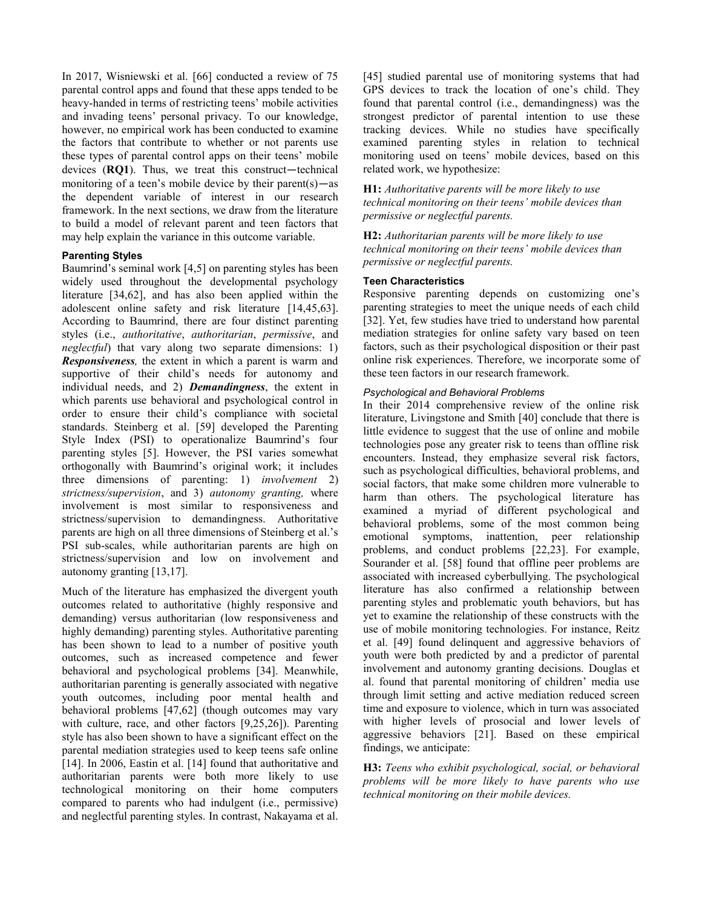In 2017, Wisniewski et al. [66] conducted a review of 75 parental control apps and found that these apps tended to be heavy-handed in terms of restricting teens' mobile activities and invading teens' personal privacy. To our knowledge, however, no empirical work has been conducted to examine the factors that contribute to whether or not parents use these types of parental control apps on their teens' mobile devices (**RQ1**). Thus, we treat this construct—technical monitoring of a teen's mobile device by their parent(s)—as the dependent variable of interest in our research framework. In the next sections, we draw from the literature to build a model of relevant parent and teen factors that may help explain the variance in this outcome variable.

### Parenting Styles

Baumrind's seminal work [4,5] on parenting styles has been widely used throughout the developmental psychology literature [34,62], and has also been applied within the adolescent online safety and risk literature [14,45,63]. According to Baumrind, there are four distinct parenting styles (i.e., *authoritative*, *authoritarian*, *permissive*, and *neglectful*) that vary along two separate dimensions: 1) ***Responsiveness****,* the extent in which a parent is warm and supportive of their child's needs for autonomy and individual needs, and 2) ***Demandingness***, the extent in which parents use behavioral and psychological control in order to ensure their child's compliance with societal standards. Steinberg et al. [59] developed the Parenting Style Index (PSI) to operationalize Baumrind's four parenting styles [5]. However, the PSI varies somewhat orthogonally with Baumrind's original work; it includes three dimensions of parenting: 1) *involvement* 2) *strictness/supervision*, and 3) *autonomy granting,* where involvement is most similar to responsiveness and strictness/supervision to demandingness. Authoritative parents are high on all three dimensions of Steinberg et al.'s PSI sub-scales, while authoritarian parents are high on strictness/supervision and low on involvement and autonomy granting [13,17].

Much of the literature has emphasized the divergent youth outcomes related to authoritative (highly responsive and demanding) versus authoritarian (low responsiveness and highly demanding) parenting styles. Authoritative parenting has been shown to lead to a number of positive youth outcomes, such as increased competence and fewer behavioral and psychological problems [34]. Meanwhile, authoritarian parenting is generally associated with negative youth outcomes, including poor mental health and behavioral problems [47,62] (though outcomes may vary with culture, race, and other factors [9,25,26]). Parenting style has also been shown to have a significant effect on the parental mediation strategies used to keep teens safe online [14]. In 2006, Eastin et al. [14] found that authoritative and authoritarian parents were both more likely to use technological monitoring on their home computers compared to parents who had indulgent (i.e., permissive) and neglectful parenting styles. In contrast, Nakayama et al. [45] studied parental use of monitoring systems that had GPS devices to track the location of one's child. They found that parental control (i.e., demandingness) was the strongest predictor of parental intention to use these tracking devices. While no studies have specifically examined parenting styles in relation to technical monitoring used on teens' mobile devices, based on this related work, we hypothesize:

**H1:** *Authoritative parents will be more likely to use technical monitoring on their teens' mobile devices than permissive or neglectful parents.*

**H2:** *Authoritarian parents will be more likely to use technical monitoring on their teens' mobile devices than permissive or neglectful parents.*

### Teen Characteristics

Responsive parenting depends on customizing one's parenting strategies to meet the unique needs of each child [32]. Yet, few studies have tried to understand how parental mediation strategies for online safety vary based on teen factors, such as their psychological disposition or their past online risk experiences. Therefore, we incorporate some of these teen factors in our research framework.

#### *Psychological and Behavioral Problems*

In their 2014 comprehensive review of the online risk literature, Livingstone and Smith [40] conclude that there is little evidence to suggest that the use of online and mobile technologies pose any greater risk to teens than offline risk encounters. Instead, they emphasize several risk factors, such as psychological difficulties, behavioral problems, and social factors, that make some children more vulnerable to harm than others. The psychological literature has examined a myriad of different psychological and behavioral problems, some of the most common being emotional symptoms, inattention, peer relationship problems, and conduct problems [22,23]. For example, Sourander et al. [58] found that offline peer problems are associated with increased cyberbullying. The psychological literature has also confirmed a relationship between parenting styles and problematic youth behaviors, but has yet to examine the relationship of these constructs with the use of mobile monitoring technologies. For instance, Reitz et al. [49] found delinquent and aggressive behaviors of youth were both predicted by and a predictor of parental involvement and autonomy granting decisions. Douglas et al. found that parental monitoring of children' media use through limit setting and active mediation reduced screen time and exposure to violence, which in turn was associated with higher levels of prosocial and lower levels of aggressive behaviors [21]. Based on these empirical findings, we anticipate:

**H3:** *Teens who exhibit psychological, social, or behavioral problems will be more likely to have parents who use technical monitoring on their mobile devices.*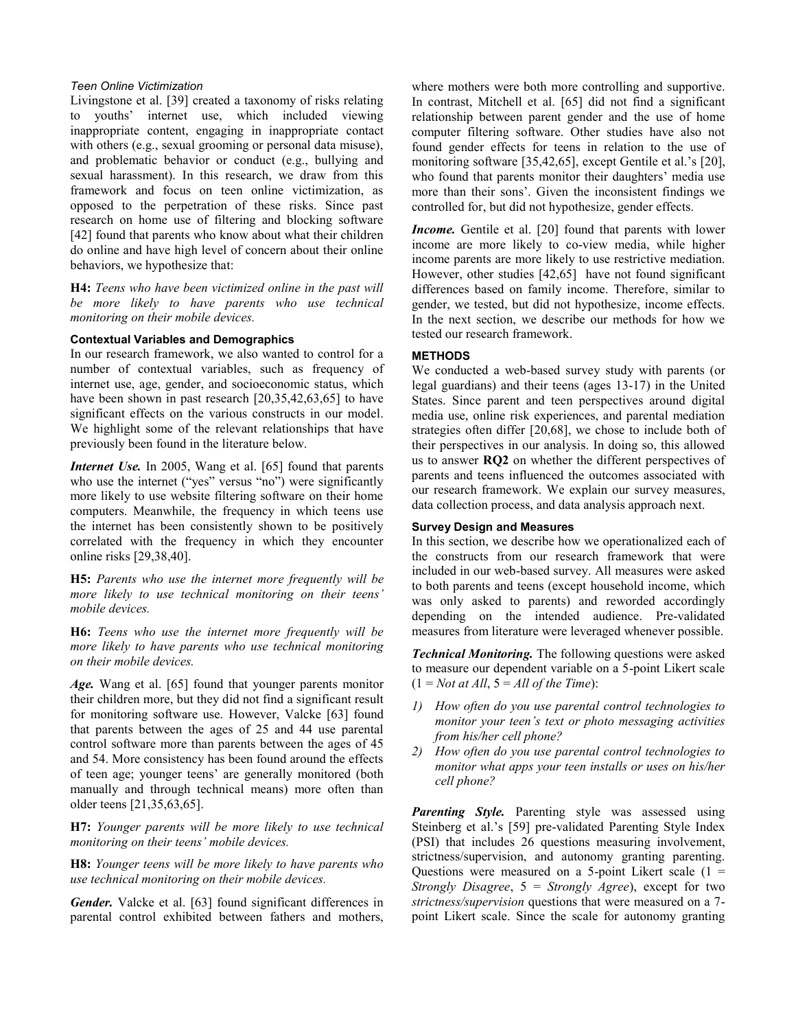#### *Teen Online Victimization*

Livingstone et al. [39] created a taxonomy of risks relating to youths' internet use, which included viewing inappropriate content, engaging in inappropriate contact with others (e.g., sexual grooming or personal data misuse), and problematic behavior or conduct (e.g., bullying and sexual harassment). In this research, we draw from this framework and focus on teen online victimization, as opposed to the perpetration of these risks. Since past research on home use of filtering and blocking software [42] found that parents who know about what their children do online and have high level of concern about their online behaviors, we hypothesize that:

**H4:** *Teens who have been victimized online in the past will be more likely to have parents who use technical monitoring on their mobile devices.*

### Contextual Variables and Demographics

In our research framework, we also wanted to control for a number of contextual variables, such as frequency of internet use, age, gender, and socioeconomic status, which have been shown in past research [20,35,42,63,65] to have significant effects on the various constructs in our model. We highlight some of the relevant relationships that have previously been found in the literature below.

***Internet Use.*** In 2005, Wang et al. [65] found that parents who use the internet ("yes" versus "no") were significantly more likely to use website filtering software on their home computers. Meanwhile, the frequency in which teens use the internet has been consistently shown to be positively correlated with the frequency in which they encounter online risks [29,38,40].

**H5:** *Parents who use the internet more frequently will be more likely to use technical monitoring on their teens' mobile devices.*

**H6:** *Teens who use the internet more frequently will be more likely to have parents who use technical monitoring on their mobile devices.*

***Age.*** Wang et al. [65] found that younger parents monitor their children more, but they did not find a significant result for monitoring software use. However, Valcke [63] found that parents between the ages of 25 and 44 use parental control software more than parents between the ages of 45 and 54. More consistency has been found around the effects of teen age; younger teens' are generally monitored (both manually and through technical means) more often than older teens [21,35,63,65].

**H7:** *Younger parents will be more likely to use technical monitoring on their teens' mobile devices.*

**H8:** *Younger teens will be more likely to have parents who use technical monitoring on their mobile devices.*

***Gender.*** Valcke et al. [63] found significant differences in parental control exhibited between fathers and mothers, where mothers were both more controlling and supportive. In contrast, Mitchell et al. [65] did not find a significant relationship between parent gender and the use of home computer filtering software. Other studies have also not found gender effects for teens in relation to the use of monitoring software [35,42,65], except Gentile et al.'s [20], who found that parents monitor their daughters' media use more than their sons'. Given the inconsistent findings we controlled for, but did not hypothesize, gender effects.

***Income.*** Gentile et al. [20] found that parents with lower income are more likely to co-view media, while higher income parents are more likely to use restrictive mediation. However, other studies [42,65] have not found significant differences based on family income. Therefore, similar to gender, we tested, but did not hypothesize, income effects. In the next section, we describe our methods for how we tested our research framework.

## METHODS

We conducted a web-based survey study with parents (or legal guardians) and their teens (ages 13-17) in the United States. Since parent and teen perspectives around digital media use, online risk experiences, and parental mediation strategies often differ [20,68], we chose to include both of their perspectives in our analysis. In doing so, this allowed us to answer **RQ2** on whether the different perspectives of parents and teens influenced the outcomes associated with our research framework. We explain our survey measures, data collection process, and data analysis approach next.

### Survey Design and Measures

In this section, we describe how we operationalized each of the constructs from our research framework that were included in our web-based survey. All measures were asked to both parents and teens (except household income, which was only asked to parents) and reworded accordingly depending on the intended audience. Pre-validated measures from literature were leveraged whenever possible.

***Technical Monitoring.*** The following questions were asked to measure our dependent variable on a 5-point Likert scale (1 = *Not at All*, 5 = *All of the Time*):

1) *How often do you use parental control technologies to monitor your teen's text or photo messaging activities from his/her cell phone?*
2) *How often do you use parental control technologies to monitor what apps your teen installs or uses on his/her cell phone?*

***Parenting Style.*** Parenting style was assessed using Steinberg et al.'s [59] pre-validated Parenting Style Index (PSI) that includes 26 questions measuring involvement, strictness/supervision, and autonomy granting parenting. Questions were measured on a 5-point Likert scale (1 = *Strongly Disagree*, 5 = *Strongly Agree*), except for two *strictness/supervision* questions that were measured on a 7-point Likert scale. Since the scale for autonomy granting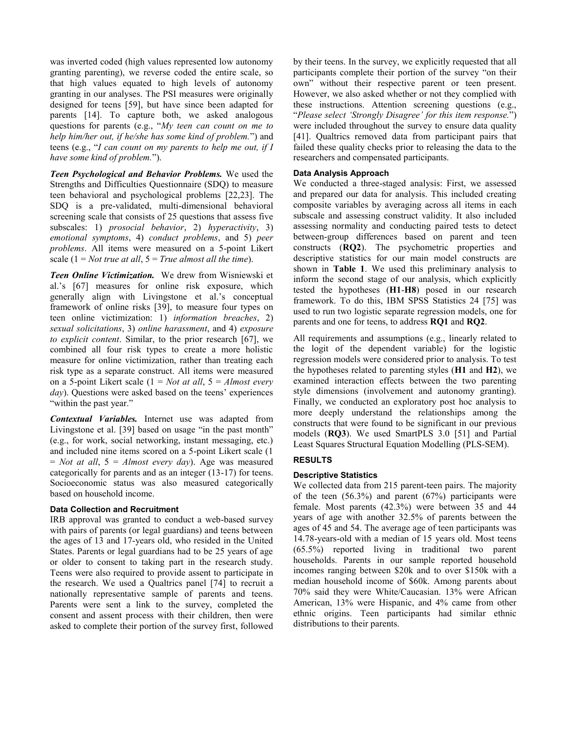was inverted coded (high values represented low autonomy granting parenting), we reverse coded the entire scale, so that high values equated to high levels of autonomy granting in our analyses. The PSI measures were originally designed for teens [59], but have since been adapted for parents [14]. To capture both, we asked analogous questions for parents (e.g., "*My teen can count on me to help him/her out, if he/she has some kind of problem.*") and teens (e.g., "*I can count on my parents to help me out, if I have some kind of problem.*").

***Teen Psychological and Behavior Problems.*** We used the Strengths and Difficulties Questionnaire (SDQ) to measure teen behavioral and psychological problems [22,23]. The SDQ is a pre-validated, multi-dimensional behavioral screening scale that consists of 25 questions that assess five subscales: 1) *prosocial behavior*, 2) *hyperactivity*, 3) *emotional symptoms*, 4) *conduct problems*, and 5) *peer problems*. All items were measured on a 5-point Likert scale (1 = *Not true at all*, 5 = *True almost all the time*).

***Teen Online Victimization.*** We drew from Wisniewski et al.'s [67] measures for online risk exposure, which generally align with Livingstone et al.'s conceptual framework of online risks [39], to measure four types on teen online victimization: 1) *information breaches*, 2) *sexual solicitations*, 3) *online harassment*, and 4) *exposure to explicit content*. Similar, to the prior research [67], we combined all four risk types to create a more holistic measure for online victimization, rather than treating each risk type as a separate construct. All items were measured on a 5-point Likert scale (1 = *Not at all*, 5 = *Almost every day*). Questions were asked based on the teens' experiences "within the past year."

***Contextual Variables.*** Internet use was adapted from Livingstone et al. [39] based on usage "in the past month" (e.g., for work, social networking, instant messaging, etc.) and included nine items scored on a 5-point Likert scale (1 = *Not at all*, 5 = *Almost every day*). Age was measured categorically for parents and as an integer (13-17) for teens. Socioeconomic status was also measured categorically based on household income.

### Data Collection and Recruitment

IRB approval was granted to conduct a web-based survey with pairs of parents (or legal guardians) and teens between the ages of 13 and 17-years old, who resided in the United States. Parents or legal guardians had to be 25 years of age or older to consent to taking part in the research study. Teens were also required to provide assent to participate in the research. We used a Qualtrics panel [74] to recruit a nationally representative sample of parents and teens. Parents were sent a link to the survey, completed the consent and assent process with their children, then were asked to complete their portion of the survey first, followed by their teens. In the survey, we explicitly requested that all participants complete their portion of the survey "on their own" without their respective parent or teen present. However, we also asked whether or not they complied with these instructions. Attention screening questions (e.g., "*Please select 'Strongly Disagree' for this item response.*") were included throughout the survey to ensure data quality [41]. Qualtrics removed data from participant pairs that failed these quality checks prior to releasing the data to the researchers and compensated participants.

### Data Analysis Approach

We conducted a three-staged analysis: First, we assessed and prepared our data for analysis. This included creating composite variables by averaging across all items in each subscale and assessing construct validity. It also included assessing normality and conducting paired tests to detect between-group differences based on parent and teen constructs (**RQ2**). The psychometric properties and descriptive statistics for our main model constructs are shown in **Table 1**. We used this preliminary analysis to inform the second stage of our analysis, which explicitly tested the hypotheses (**H1**-**H8**) posed in our research framework. To do this, IBM SPSS Statistics 24 [75] was used to run two logistic separate regression models, one for parents and one for teens, to address **RQ1** and **RQ2**.

All requirements and assumptions (e.g., linearly related to the logit of the dependent variable) for the logistic regression models were considered prior to analysis. To test the hypotheses related to parenting styles (**H1** and **H2**), we examined interaction effects between the two parenting style dimensions (involvement and autonomy granting). Finally, we conducted an exploratory post hoc analysis to more deeply understand the relationships among the constructs that were found to be significant in our previous models (**RQ3**). We used SmartPLS 3.0 [51] and Partial Least Squares Structural Equation Modelling (PLS-SEM).

## RESULTS

### Descriptive Statistics

We collected data from 215 parent-teen pairs. The majority of the teen (56.3%) and parent (67%) participants were female. Most parents (42.3%) were between 35 and 44 years of age with another 32.5% of parents between the ages of 45 and 54. The average age of teen participants was 14.78-years-old with a median of 15 years old. Most teens (65.5%) reported living in traditional two parent households. Parents in our sample reported household incomes ranging between \$20k and to over \$150k with a median household income of \$60k. Among parents about 70% said they were White/Caucasian. 13% were African American, 13% were Hispanic, and 4% came from other ethnic origins. Teen participants had similar ethnic distributions to their parents.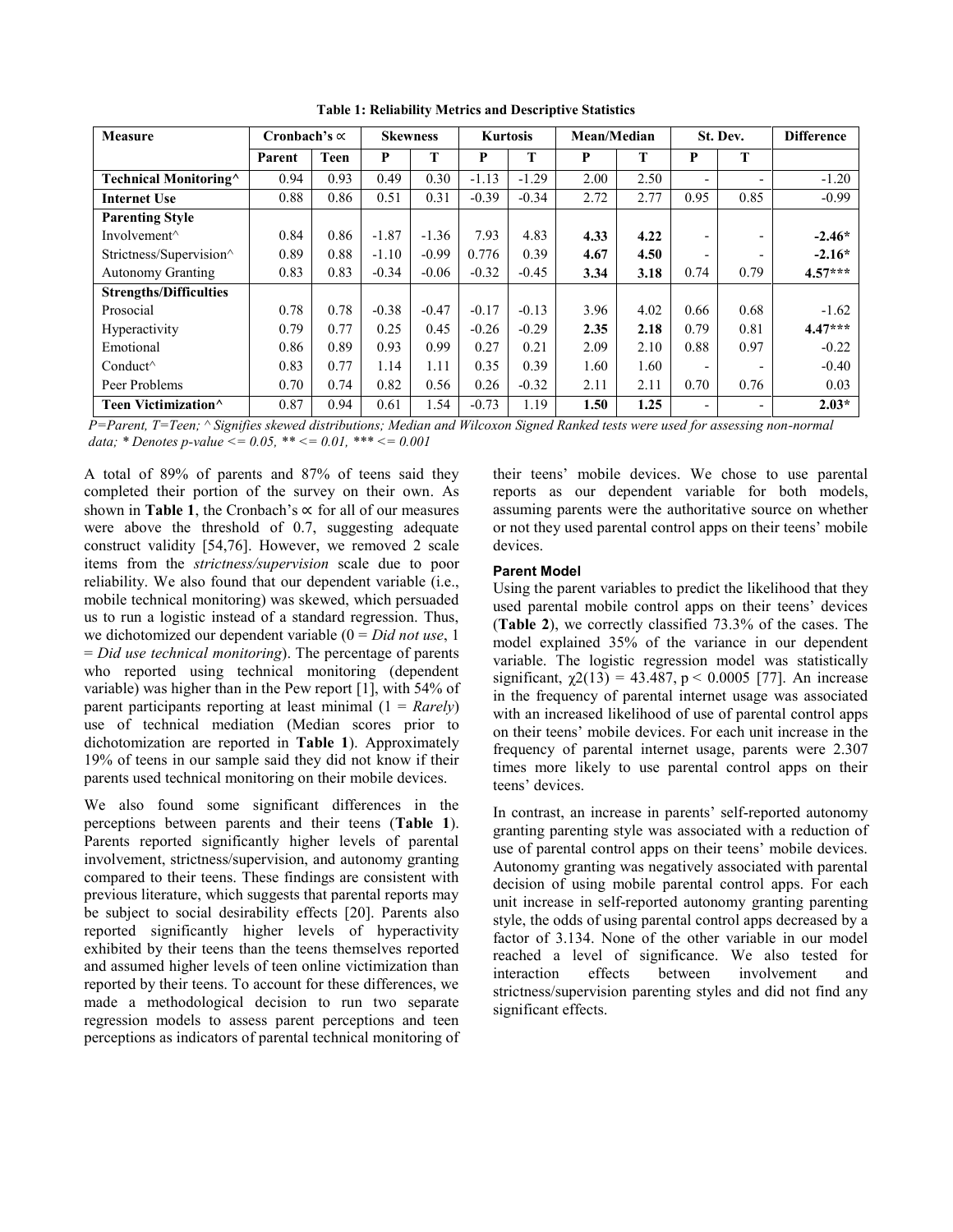**Table 1: Reliability Metrics and Descriptive Statistics**

| Measure | Cronbach's ∝ | | Skewness | | Kurtosis | | Mean/Median | | St. Dev. | | Difference |
|---|---|---|---|---|---|---|---|---|---|---|---|
| | Parent | Teen | P | T | P | T | P | T | P | T | |
| **Technical Monitoring^** | 0.94 | 0.93 | 0.49 | 0.30 | -1.13 | -1.29 | 2.00 | 2.50 | - | - | -1.20 |
| **Internet Use** | 0.88 | 0.86 | 0.51 | 0.31 | -0.39 | -0.34 | 2.72 | 2.77 | 0.95 | 0.85 | -0.99 |
| **Parenting Style** | | | | | | | | | | | |
| Involvement^ | 0.84 | 0.86 | -1.87 | -1.36 | 7.93 | 4.83 | **4.33** | **4.22** | - | - | **-2.46*** |
| Strictness/Supervision^ | 0.89 | 0.88 | -1.10 | -0.99 | 0.776 | 0.39 | **4.67** | **4.50** | - | - | **-2.16*** |
| Autonomy Granting | 0.83 | 0.83 | -0.34 | -0.06 | -0.32 | -0.45 | **3.34** | **3.18** | 0.74 | 0.79 | **4.57***** |
| **Strengths/Difficulties** | | | | | | | | | | | |
| Prosocial | 0.78 | 0.78 | -0.38 | -0.47 | -0.17 | -0.13 | 3.96 | 4.02 | 0.66 | 0.68 | -1.62 |
| Hyperactivity | 0.79 | 0.77 | 0.25 | 0.45 | -0.26 | -0.29 | **2.35** | **2.18** | 0.79 | 0.81 | **4.47***** |
| Emotional | 0.86 | 0.89 | 0.93 | 0.99 | 0.27 | 0.21 | 2.09 | 2.10 | 0.88 | 0.97 | -0.22 |
| Conduct^ | 0.83 | 0.77 | 1.14 | 1.11 | 0.35 | 0.39 | 1.60 | 1.60 | - | - | -0.40 |
| Peer Problems | 0.70 | 0.74 | 0.82 | 0.56 | 0.26 | -0.32 | 2.11 | 2.11 | 0.70 | 0.76 | 0.03 |
| **Teen Victimization^** | 0.87 | 0.94 | 0.61 | 1.54 | -0.73 | 1.19 | **1.50** | **1.25** | - | - | **2.03*** |

*P=Parent, T=Teen; ^ Signifies skewed distributions; Median and Wilcoxon Signed Ranked tests were used for assessing non-normal data; * Denotes p-value <= 0.05, ** <= 0.01, *** <= 0.001*

A total of 89% of parents and 87% of teens said they completed their portion of the survey on their own. As shown in **Table 1**, the Cronbach's ∝ for all of our measures were above the threshold of 0.7, suggesting adequate construct validity [54,76]. However, we removed 2 scale items from the *strictness/supervision* scale due to poor reliability. We also found that our dependent variable (i.e., mobile technical monitoring) was skewed, which persuaded us to run a logistic instead of a standard regression. Thus, we dichotomized our dependent variable (0 = *Did not use*, 1 = *Did use technical monitoring*). The percentage of parents who reported using technical monitoring (dependent variable) was higher than in the Pew report [1], with 54% of parent participants reporting at least minimal (1 = *Rarely*) use of technical mediation (Median scores prior to dichotomization are reported in **Table 1**). Approximately 19% of teens in our sample said they did not know if their parents used technical monitoring on their mobile devices.

We also found some significant differences in the perceptions between parents and their teens (**Table 1**). Parents reported significantly higher levels of parental involvement, strictness/supervision, and autonomy granting compared to their teens. These findings are consistent with previous literature, which suggests that parental reports may be subject to social desirability effects [20]. Parents also reported significantly higher levels of hyperactivity exhibited by their teens than the teens themselves reported and assumed higher levels of teen online victimization than reported by their teens. To account for these differences, we made a methodological decision to run two separate regression models to assess parent perceptions and teen perceptions as indicators of parental technical monitoring of their teens' mobile devices. We chose to use parental reports as our dependent variable for both models, assuming parents were the authoritative source on whether or not they used parental control apps on their teens' mobile devices.

#### Parent Model

Using the parent variables to predict the likelihood that they used parental mobile control apps on their teens' devices (**Table 2**), we correctly classified 73.3% of the cases. The model explained 35% of the variance in our dependent variable. The logistic regression model was statistically significant, $\chi 2(13) = 43.487$, $p < 0.0005$ [77]. An increase in the frequency of parental internet usage was associated with an increased likelihood of use of parental control apps on their teens' mobile devices. For each unit increase in the frequency of parental internet usage, parents were 2.307 times more likely to use parental control apps on their teens' devices.

In contrast, an increase in parents' self-reported autonomy granting parenting style was associated with a reduction of use of parental control apps on their teens' mobile devices. Autonomy granting was negatively associated with parental decision of using mobile parental control apps. For each unit increase in self-reported autonomy granting parenting style, the odds of using parental control apps decreased by a factor of 3.134. None of the other variable in our model reached a level of significance. We also tested for interaction effects between involvement and strictness/supervision parenting styles and did not find any significant effects.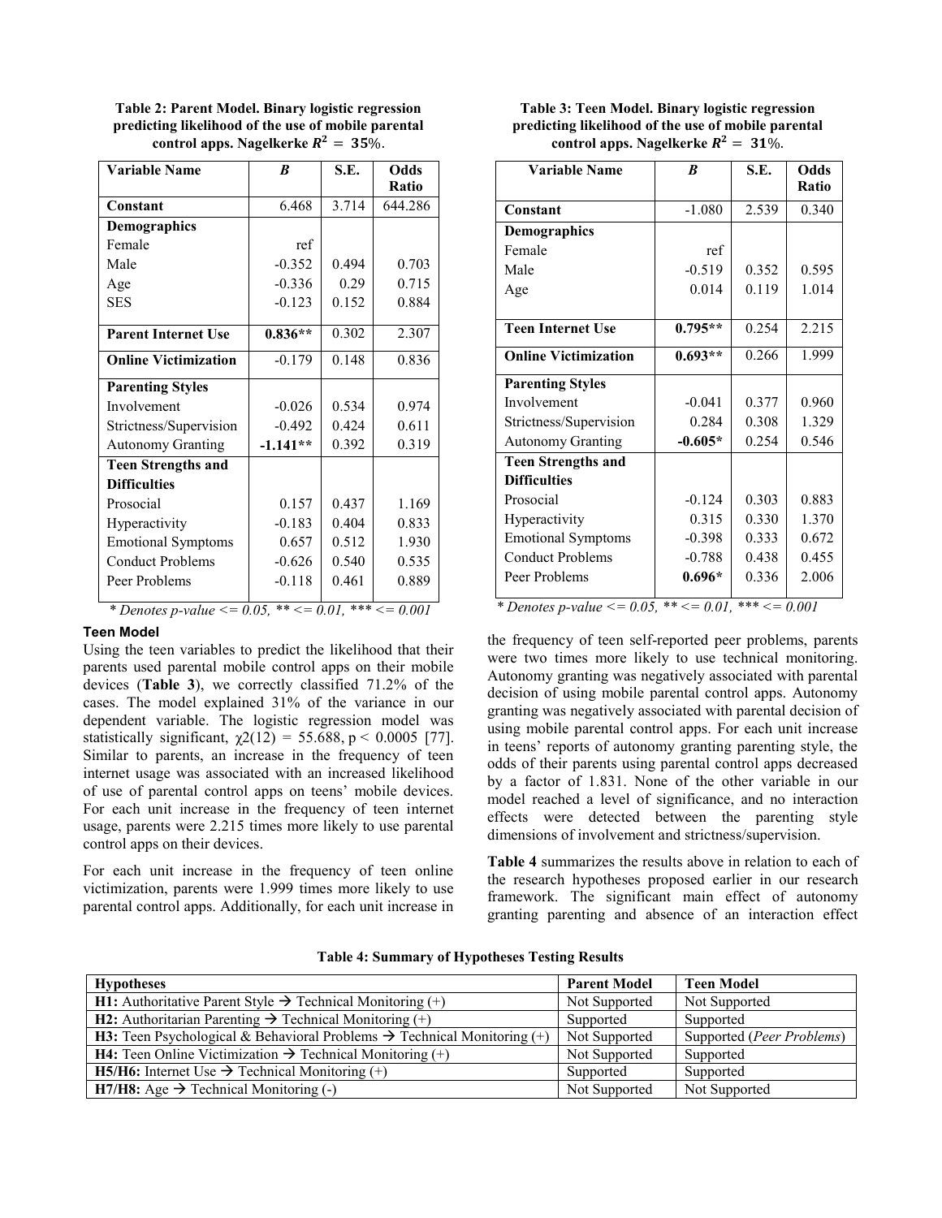**Table 2: Parent Model. Binary logistic regression predicting likelihood of the use of mobile parental control apps. Nagelkerke $R^2 = 35\%$.**

| Variable Name | *B* | S.E. | Odds Ratio |
|---|---|---|---|
| **Constant** | 6.468 | 3.714 | 644.286 |
| **Demographics** | | | |
| Female | ref | | |
| Male | -0.352 | 0.494 | 0.703 |
| Age | -0.336 | 0.29 | 0.715 |
| SES | -0.123 | 0.152 | 0.884 |
| **Parent Internet Use** | **0.836**** | 0.302 | 2.307 |
| **Online Victimization** | -0.179 | 0.148 | 0.836 |
| **Parenting Styles** | | | |
| Involvement | -0.026 | 0.534 | 0.974 |
| Strictness/Supervision | -0.492 | 0.424 | 0.611 |
| Autonomy Granting | **-1.141**** | 0.392 | 0.319 |
| **Teen Strengths and Difficulties** | | | |
| Prosocial | 0.157 | 0.437 | 1.169 |
| Hyperactivity | -0.183 | 0.404 | 0.833 |
| Emotional Symptoms | 0.657 | 0.512 | 1.930 |
| Conduct Problems | -0.626 | 0.540 | 0.535 |
| Peer Problems | -0.118 | 0.461 | 0.889 |

*\* Denotes p-value <= 0.05, ** <= 0.01, *** <= 0.001*

**Table 3: Teen Model. Binary logistic regression predicting likelihood of the use of mobile parental control apps. Nagelkerke $R^2 = 31\%$.**

| Variable Name | *B* | S.E. | Odds Ratio |
|---|---|---|---|
| **Constant** | -1.080 | 2.539 | 0.340 |
| **Demographics** | | | |
| Female | ref | | |
| Male | -0.519 | 0.352 | 0.595 |
| Age | 0.014 | 0.119 | 1.014 |
| **Teen Internet Use** | **0.795**** | 0.254 | 2.215 |
| **Online Victimization** | **0.693**** | 0.266 | 1.999 |
| **Parenting Styles** | | | |
| Involvement | -0.041 | 0.377 | 0.960 |
| Strictness/Supervision | 0.284 | 0.308 | 1.329 |
| Autonomy Granting | **-0.605*** | 0.254 | 0.546 |
| **Teen Strengths and Difficulties** | | | |
| Prosocial | -0.124 | 0.303 | 0.883 |
| Hyperactivity | 0.315 | 0.330 | 1.370 |
| Emotional Symptoms | -0.398 | 0.333 | 0.672 |
| Conduct Problems | -0.788 | 0.438 | 0.455 |
| Peer Problems | **0.696*** | 0.336 | 2.006 |

*\* Denotes p-value <= 0.05, ** <= 0.01, *** <= 0.001*

#### Teen Model

Using the teen variables to predict the likelihood that their parents used parental mobile control apps on their mobile devices (**Table 3**), we correctly classified 71.2% of the cases. The model explained 31% of the variance in our dependent variable. The logistic regression model was statistically significant, $\chi2(12) = 55.688$, $p < 0.0005$ [77]. Similar to parents, an increase in the frequency of teen internet usage was associated with an increased likelihood of use of parental control apps on teens' mobile devices. For each unit increase in the frequency of teen internet usage, parents were 2.215 times more likely to use parental control apps on their devices.

For each unit increase in the frequency of teen online victimization, parents were 1.999 times more likely to use parental control apps. Additionally, for each unit increase in the frequency of teen self-reported peer problems, parents were two times more likely to use technical monitoring. Autonomy granting was negatively associated with parental decision of using mobile parental control apps. Autonomy granting was negatively associated with parental decision of using mobile parental control apps. For each unit increase in teens' reports of autonomy granting parenting style, the odds of their parents using parental control apps decreased by a factor of 1.831. None of the other variable in our model reached a level of significance, and no interaction effects were detected between the parenting style dimensions of involvement and strictness/supervision.

**Table 4** summarizes the results above in relation to each of the research hypotheses proposed earlier in our research framework. The significant main effect of autonomy granting parenting and absence of an interaction effect

**Table 4: Summary of Hypotheses Testing Results**

| Hypotheses | Parent Model | Teen Model |
|---|---|---|
| **H1:** Authoritative Parent Style → Technical Monitoring (+) | Not Supported | Not Supported |
| **H2:** Authoritarian Parenting → Technical Monitoring (+) | Supported | Supported |
| **H3:** Teen Psychological & Behavioral Problems → Technical Monitoring (+) | Not Supported | Supported (*Peer Problems*) |
| **H4:** Teen Online Victimization → Technical Monitoring (+) | Not Supported | Supported |
| **H5/H6:** Internet Use → Technical Monitoring (+) | Supported | Supported |
| **H7/H8:** Age → Technical Monitoring (-) | Not Supported | Not Supported |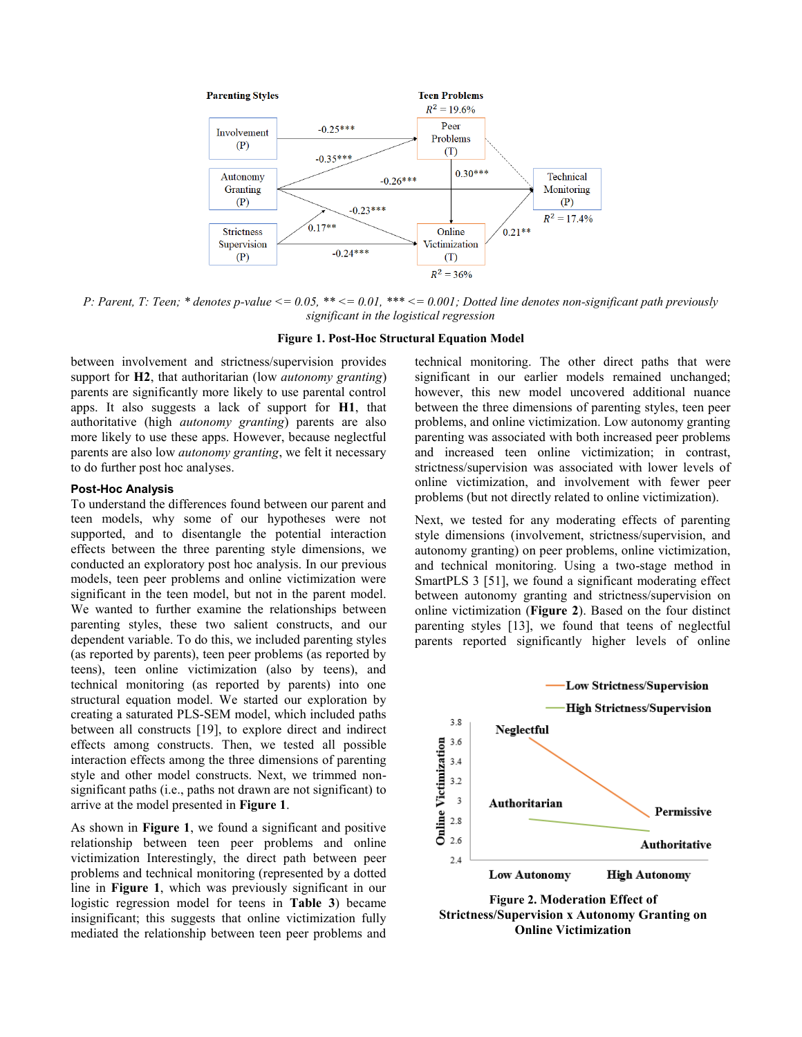P: Parent, T: Teen; * denotes p-value <= 0.05, ** <= 0.01, *** <= 0.001; Dotted line denotes non-significant path previously significant in the logistical regression

**Figure 1. Post-Hoc Structural Equation Model**

between involvement and strictness/supervision provides support for **H2**, that authoritarian (low *autonomy granting*) parents are significantly more likely to use parental control apps. It also suggests a lack of support for **H1**, that authoritative (high *autonomy granting*) parents are also more likely to use these apps. However, because neglectful parents are also low *autonomy granting*, we felt it necessary to do further post hoc analyses.

### Post-Hoc Analysis

To understand the differences found between our parent and teen models, why some of our hypotheses were not supported, and to disentangle the potential interaction effects between the three parenting style dimensions, we conducted an exploratory post hoc analysis. In our previous models, teen peer problems and online victimization were significant in the teen model, but not in the parent model. We wanted to further examine the relationships between parenting styles, these two salient constructs, and our dependent variable. To do this, we included parenting styles (as reported by parents), teen peer problems (as reported by teens), teen online victimization (also by teens), and technical monitoring (as reported by parents) into one structural equation model. We started our exploration by creating a saturated PLS-SEM model, which included paths between all constructs [19], to explore direct and indirect effects among constructs. Then, we tested all possible interaction effects among the three dimensions of parenting style and other model constructs. Next, we trimmed non-significant paths (i.e., paths not drawn are not significant) to arrive at the model presented in **Figure 1**.

As shown in **Figure 1**, we found a significant and positive relationship between teen peer problems and online victimization Interestingly, the direct path between peer problems and technical monitoring (represented by a dotted line in **Figure 1**, which was previously significant in our logistic regression model for teens in **Table 3**) became insignificant; this suggests that online victimization fully mediated the relationship between teen peer problems and technical monitoring. The other direct paths that were significant in our earlier models remained unchanged; however, this new model uncovered additional nuance between the three dimensions of parenting styles, teen peer problems, and online victimization. Low autonomy granting parenting was associated with both increased peer problems and increased teen online victimization; in contrast, strictness/supervision was associated with lower levels of online victimization, and involvement with fewer peer problems (but not directly related to online victimization).

Next, we tested for any moderating effects of parenting style dimensions (involvement, strictness/supervision, and autonomy granting) on peer problems, online victimization, and technical monitoring. Using a two-stage method in SmartPLS 3 [51], we found a significant moderating effect between autonomy granting and strictness/supervision on online victimization (**Figure 2**). Based on the four distinct parenting styles [13], we found that teens of neglectful parents reported significantly higher levels of online

**Figure 2. Moderation Effect of Strictness/Supervision x Autonomy Granting on Online Victimization**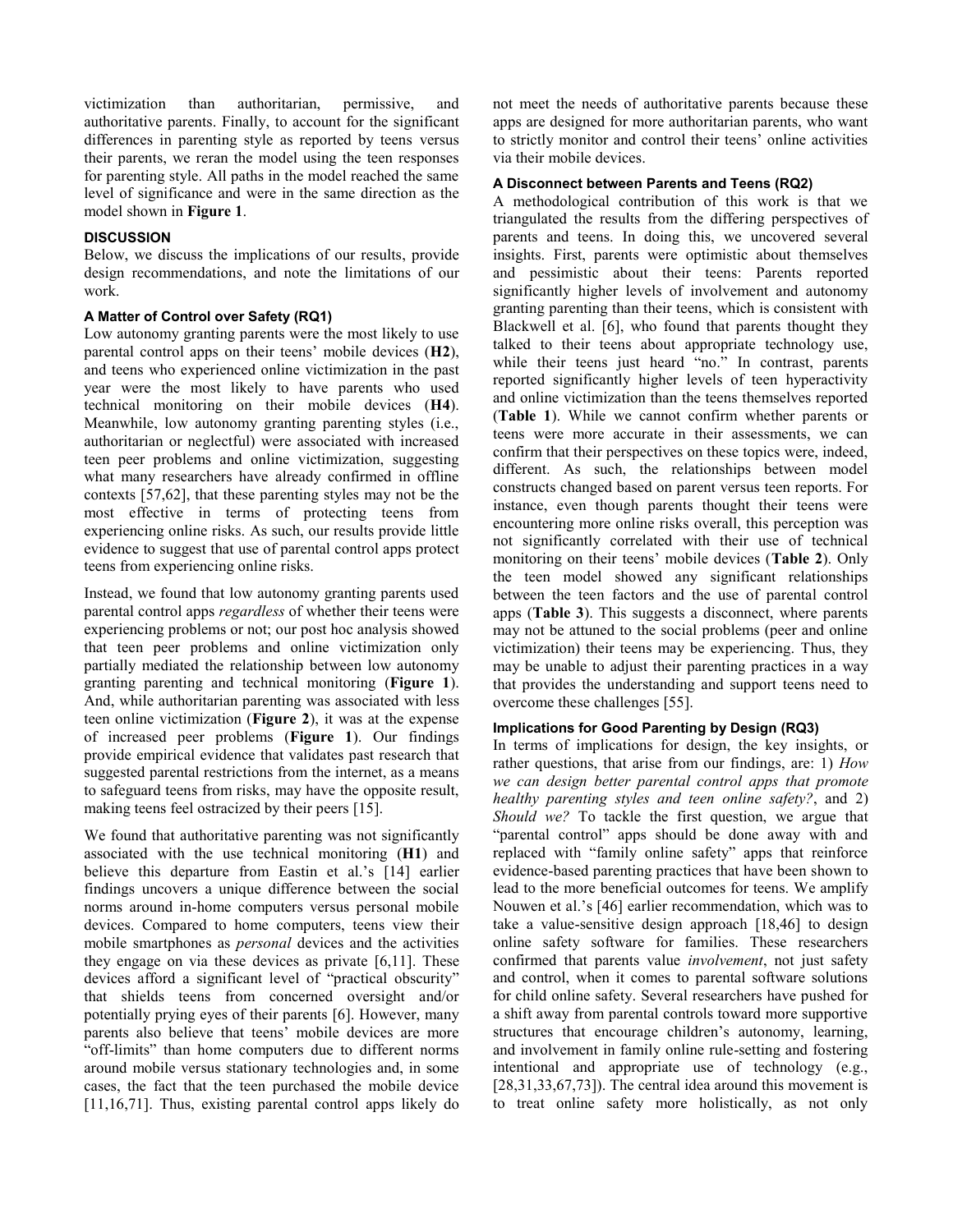victimization than authoritarian, permissive, and authoritative parents. Finally, to account for the significant differences in parenting style as reported by teens versus their parents, we reran the model using the teen responses for parenting style. All paths in the model reached the same level of significance and were in the same direction as the model shown in **Figure 1**.

## DISCUSSION

Below, we discuss the implications of our results, provide design recommendations, and note the limitations of our work.

### A Matter of Control over Safety (RQ1)

Low autonomy granting parents were the most likely to use parental control apps on their teens' mobile devices (**H2**), and teens who experienced online victimization in the past year were the most likely to have parents who used technical monitoring on their mobile devices (**H4**). Meanwhile, low autonomy granting parenting styles (i.e., authoritarian or neglectful) were associated with increased teen peer problems and online victimization, suggesting what many researchers have already confirmed in offline contexts [57,62], that these parenting styles may not be the most effective in terms of protecting teens from experiencing online risks. As such, our results provide little evidence to suggest that use of parental control apps protect teens from experiencing online risks.

Instead, we found that low autonomy granting parents used parental control apps *regardless* of whether their teens were experiencing problems or not; our post hoc analysis showed that teen peer problems and online victimization only partially mediated the relationship between low autonomy granting parenting and technical monitoring (**Figure 1**). And, while authoritarian parenting was associated with less teen online victimization (**Figure 2**), it was at the expense of increased peer problems (**Figure 1**). Our findings provide empirical evidence that validates past research that suggested parental restrictions from the internet, as a means to safeguard teens from risks, may have the opposite result, making teens feel ostracized by their peers [15].

We found that authoritative parenting was not significantly associated with the use technical monitoring (**H1**) and believe this departure from Eastin et al.'s [14] earlier findings uncovers a unique difference between the social norms around in-home computers versus personal mobile devices. Compared to home computers, teens view their mobile smartphones as *personal* devices and the activities they engage on via these devices as private [6,11]. These devices afford a significant level of "practical obscurity" that shields teens from concerned oversight and/or potentially prying eyes of their parents [6]. However, many parents also believe that teens' mobile devices are more "off-limits" than home computers due to different norms around mobile versus stationary technologies and, in some cases, the fact that the teen purchased the mobile device [11,16,71]. Thus, existing parental control apps likely do not meet the needs of authoritative parents because these apps are designed for more authoritarian parents, who want to strictly monitor and control their teens' online activities via their mobile devices.

### A Disconnect between Parents and Teens (RQ2)

A methodological contribution of this work is that we triangulated the results from the differing perspectives of parents and teens. In doing this, we uncovered several insights. First, parents were optimistic about themselves and pessimistic about their teens: Parents reported significantly higher levels of involvement and autonomy granting parenting than their teens, which is consistent with Blackwell et al. [6], who found that parents thought they talked to their teens about appropriate technology use, while their teens just heard "no." In contrast, parents reported significantly higher levels of teen hyperactivity and online victimization than the teens themselves reported (**Table 1**). While we cannot confirm whether parents or teens were more accurate in their assessments, we can confirm that their perspectives on these topics were, indeed, different. As such, the relationships between model constructs changed based on parent versus teen reports. For instance, even though parents thought their teens were encountering more online risks overall, this perception was not significantly correlated with their use of technical monitoring on their teens' mobile devices (**Table 2**). Only the teen model showed any significant relationships between the teen factors and the use of parental control apps (**Table 3**). This suggests a disconnect, where parents may not be attuned to the social problems (peer and online victimization) their teens may be experiencing. Thus, they may be unable to adjust their parenting practices in a way that provides the understanding and support teens need to overcome these challenges [55].

### Implications for Good Parenting by Design (RQ3)

In terms of implications for design, the key insights, or rather questions, that arise from our findings, are: 1) *How we can design better parental control apps that promote healthy parenting styles and teen online safety?*, and 2) *Should we?* To tackle the first question, we argue that "parental control" apps should be done away with and replaced with "family online safety" apps that reinforce evidence-based parenting practices that have been shown to lead to the more beneficial outcomes for teens. We amplify Nouwen et al.'s [46] earlier recommendation, which was to take a value-sensitive design approach [18,46] to design online safety software for families. These researchers confirmed that parents value *involvement*, not just safety and control, when it comes to parental software solutions for child online safety. Several researchers have pushed for a shift away from parental controls toward more supportive structures that encourage children's autonomy, learning, and involvement in family online rule-setting and fostering intentional and appropriate use of technology (e.g., [28,31,33,67,73]). The central idea around this movement is to treat online safety more holistically, as not only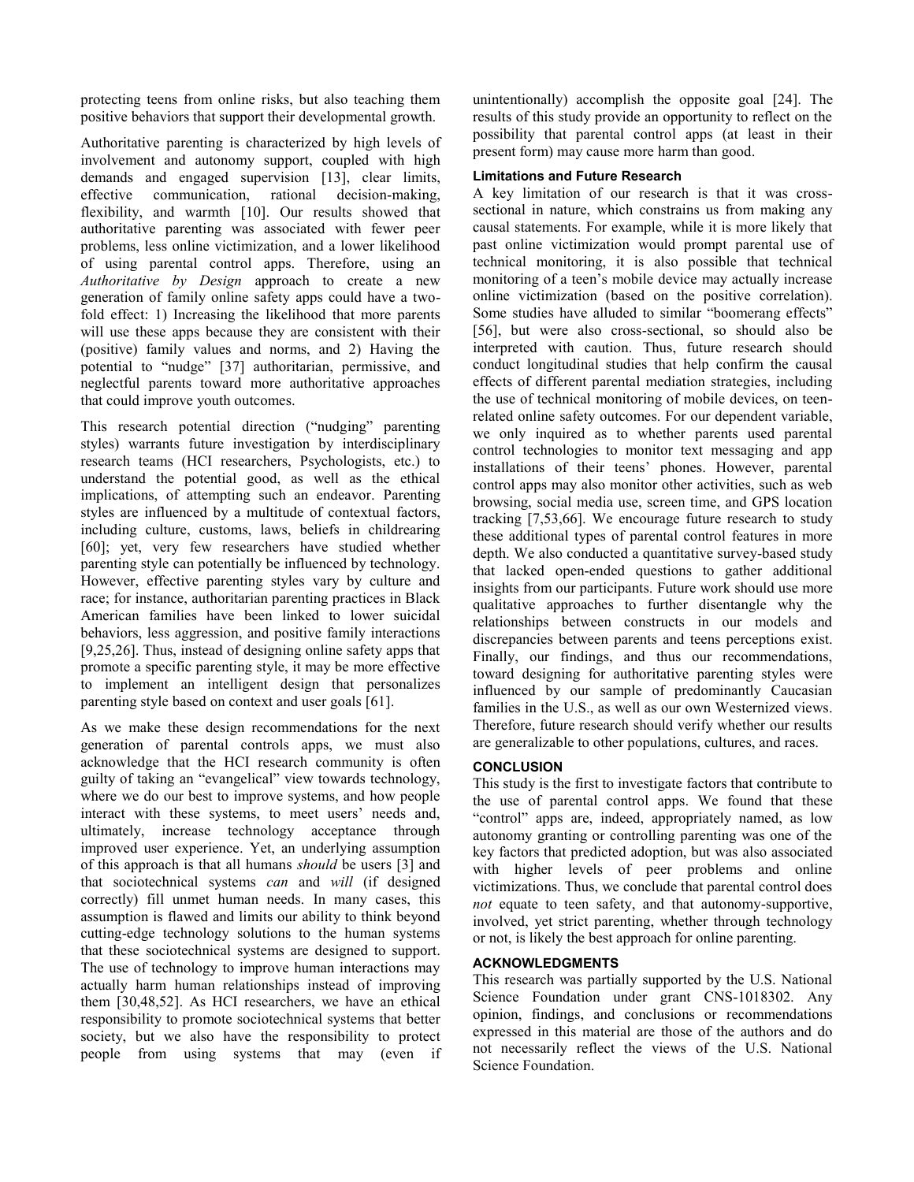protecting teens from online risks, but also teaching them positive behaviors that support their developmental growth.

Authoritative parenting is characterized by high levels of involvement and autonomy support, coupled with high demands and engaged supervision [13], clear limits, effective communication, rational decision-making, flexibility, and warmth [10]. Our results showed that authoritative parenting was associated with fewer peer problems, less online victimization, and a lower likelihood of using parental control apps. Therefore, using an *Authoritative by Design* approach to create a new generation of family online safety apps could have a two-fold effect: 1) Increasing the likelihood that more parents will use these apps because they are consistent with their (positive) family values and norms, and 2) Having the potential to "nudge" [37] authoritarian, permissive, and neglectful parents toward more authoritative approaches that could improve youth outcomes.

This research potential direction ("nudging" parenting styles) warrants future investigation by interdisciplinary research teams (HCI researchers, Psychologists, etc.) to understand the potential good, as well as the ethical implications, of attempting such an endeavor. Parenting styles are influenced by a multitude of contextual factors, including culture, customs, laws, beliefs in childrearing [60]; yet, very few researchers have studied whether parenting style can potentially be influenced by technology. However, effective parenting styles vary by culture and race; for instance, authoritarian parenting practices in Black American families have been linked to lower suicidal behaviors, less aggression, and positive family interactions [9,25,26]. Thus, instead of designing online safety apps that promote a specific parenting style, it may be more effective to implement an intelligent design that personalizes parenting style based on context and user goals [61].

As we make these design recommendations for the next generation of parental controls apps, we must also acknowledge that the HCI research community is often guilty of taking an "evangelical" view towards technology, where we do our best to improve systems, and how people interact with these systems, to meet users' needs and, ultimately, increase technology acceptance through improved user experience. Yet, an underlying assumption of this approach is that all humans *should* be users [3] and that sociotechnical systems *can* and *will* (if designed correctly) fill unmet human needs. In many cases, this assumption is flawed and limits our ability to think beyond cutting-edge technology solutions to the human systems that these sociotechnical systems are designed to support. The use of technology to improve human interactions may actually harm human relationships instead of improving them [30,48,52]. As HCI researchers, we have an ethical responsibility to promote sociotechnical systems that better society, but we also have the responsibility to protect people from using systems that may (even if unintentionally) accomplish the opposite goal [24]. The results of this study provide an opportunity to reflect on the possibility that parental control apps (at least in their present form) may cause more harm than good.

### Limitations and Future Research

A key limitation of our research is that it was cross-sectional in nature, which constrains us from making any causal statements. For example, while it is more likely that past online victimization would prompt parental use of technical monitoring, it is also possible that technical monitoring of a teen's mobile device may actually increase online victimization (based on the positive correlation). Some studies have alluded to similar "boomerang effects" [56], but were also cross-sectional, so should also be interpreted with caution. Thus, future research should conduct longitudinal studies that help confirm the causal effects of different parental mediation strategies, including the use of technical monitoring of mobile devices, on teen-related online safety outcomes. For our dependent variable, we only inquired as to whether parents used parental control technologies to monitor text messaging and app installations of their teens' phones. However, parental control apps may also monitor other activities, such as web browsing, social media use, screen time, and GPS location tracking [7,53,66]. We encourage future research to study these additional types of parental control features in more depth. We also conducted a quantitative survey-based study that lacked open-ended questions to gather additional insights from our participants. Future work should use more qualitative approaches to further disentangle why the relationships between constructs in our models and discrepancies between parents and teens perceptions exist. Finally, our findings, and thus our recommendations, toward designing for authoritative parenting styles were influenced by our sample of predominantly Caucasian families in the U.S., as well as our own Westernized views. Therefore, future research should verify whether our results are generalizable to other populations, cultures, and races.

## CONCLUSION

This study is the first to investigate factors that contribute to the use of parental control apps. We found that these "control" apps are, indeed, appropriately named, as low autonomy granting or controlling parenting was one of the key factors that predicted adoption, but was also associated with higher levels of peer problems and online victimizations. Thus, we conclude that parental control does *not* equate to teen safety, and that autonomy-supportive, involved, yet strict parenting, whether through technology or not, is likely the best approach for online parenting.

## ACKNOWLEDGMENTS

This research was partially supported by the U.S. National Science Foundation under grant CNS-1018302. Any opinion, findings, and conclusions or recommendations expressed in this material are those of the authors and do not necessarily reflect the views of the U.S. National Science Foundation.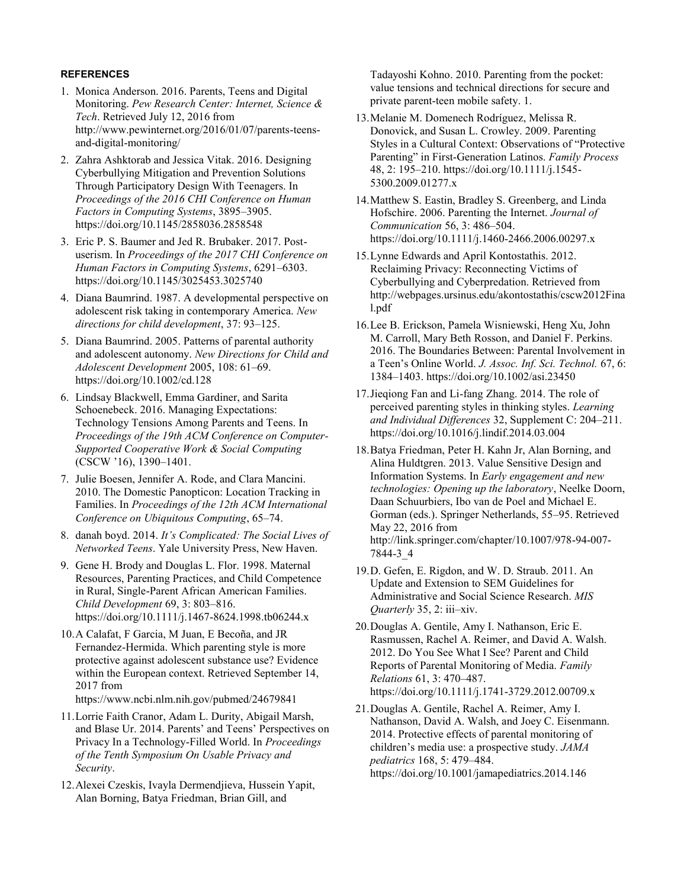## REFERENCES

1. Monica Anderson. 2016. Parents, Teens and Digital Monitoring. *Pew Research Center: Internet, Science & Tech*. Retrieved July 12, 2016 from http://www.pewinternet.org/2016/01/07/parents-teens-and-digital-monitoring/
2. Zahra Ashktorab and Jessica Vitak. 2016. Designing Cyberbullying Mitigation and Prevention Solutions Through Participatory Design With Teenagers. In *Proceedings of the 2016 CHI Conference on Human Factors in Computing Systems*, 3895–3905. https://doi.org/10.1145/2858036.2858548
3. Eric P. S. Baumer and Jed R. Brubaker. 2017. Post-userism. In *Proceedings of the 2017 CHI Conference on Human Factors in Computing Systems*, 6291–6303. https://doi.org/10.1145/3025453.3025740
4. Diana Baumrind. 1987. A developmental perspective on adolescent risk taking in contemporary America. *New directions for child development*, 37: 93–125.
5. Diana Baumrind. 2005. Patterns of parental authority and adolescent autonomy. *New Directions for Child and Adolescent Development* 2005, 108: 61–69. https://doi.org/10.1002/cd.128
6. Lindsay Blackwell, Emma Gardiner, and Sarita Schoenebeck. 2016. Managing Expectations: Technology Tensions Among Parents and Teens. In *Proceedings of the 19th ACM Conference on Computer-Supported Cooperative Work & Social Computing* (CSCW '16), 1390–1401.
7. Julie Boesen, Jennifer A. Rode, and Clara Mancini. 2010. The Domestic Panopticon: Location Tracking in Families. In *Proceedings of the 12th ACM International Conference on Ubiquitous Computing*, 65–74.
8. danah boyd. 2014. *It's Complicated: The Social Lives of Networked Teens*. Yale University Press, New Haven.
9. Gene H. Brody and Douglas L. Flor. 1998. Maternal Resources, Parenting Practices, and Child Competence in Rural, Single-Parent African American Families. *Child Development* 69, 3: 803–816. https://doi.org/10.1111/j.1467-8624.1998.tb06244.x
10. A Calafat, F Garcia, M Juan, E Becoña, and JR Fernandez-Hermida. Which parenting style is more protective against adolescent substance use? Evidence within the European context. Retrieved September 14, 2017 from https://www.ncbi.nlm.nih.gov/pubmed/24679841
11. Lorrie Faith Cranor, Adam L. Durity, Abigail Marsh, and Blase Ur. 2014. Parents' and Teens' Perspectives on Privacy In a Technology-Filled World. In *Proceedings of the Tenth Symposium On Usable Privacy and Security*.
12. Alexei Czeskis, Ivayla Dermendjieva, Hussein Yapit, Alan Borning, Batya Friedman, Brian Gill, and Tadayoshi Kohno. 2010. Parenting from the pocket: value tensions and technical directions for secure and private parent-teen mobile safety. 1.
13. Melanie M. Domenech Rodríguez, Melissa R. Donovick, and Susan L. Crowley. 2009. Parenting Styles in a Cultural Context: Observations of "Protective Parenting" in First-Generation Latinos. *Family Process* 48, 2: 195–210. https://doi.org/10.1111/j.1545-5300.2009.01277.x
14. Matthew S. Eastin, Bradley S. Greenberg, and Linda Hofschire. 2006. Parenting the Internet. *Journal of Communication* 56, 3: 486–504. https://doi.org/10.1111/j.1460-2466.2006.00297.x
15. Lynne Edwards and April Kontostathis. 2012. Reclaiming Privacy: Reconnecting Victims of Cyberbullying and Cyberpredation. Retrieved from http://webpages.ursinus.edu/akontostathis/cscw2012Final.pdf
16. Lee B. Erickson, Pamela Wisniewski, Heng Xu, John M. Carroll, Mary Beth Rosson, and Daniel F. Perkins. 2016. The Boundaries Between: Parental Involvement in a Teen's Online World. *J. Assoc. Inf. Sci. Technol.* 67, 6: 1384–1403. https://doi.org/10.1002/asi.23450
17. Jieqiong Fan and Li-fang Zhang. 2014. The role of perceived parenting styles in thinking styles. *Learning and Individual Differences* 32, Supplement C: 204–211. https://doi.org/10.1016/j.lindif.2014.03.004
18. Batya Friedman, Peter H. Kahn Jr, Alan Borning, and Alina Huldtgren. 2013. Value Sensitive Design and Information Systems. In *Early engagement and new technologies: Opening up the laboratory*, Neelke Doorn, Daan Schuurbiers, Ibo van de Poel and Michael E. Gorman (eds.). Springer Netherlands, 55–95. Retrieved May 22, 2016 from http://link.springer.com/chapter/10.1007/978-94-007-7844-3_4
19. D. Gefen, E. Rigdon, and W. D. Straub. 2011. An Update and Extension to SEM Guidelines for Administrative and Social Science Research. *MIS Quarterly* 35, 2: iii–xiv.
20. Douglas A. Gentile, Amy I. Nathanson, Eric E. Rasmussen, Rachel A. Reimer, and David A. Walsh. 2012. Do You See What I See? Parent and Child Reports of Parental Monitoring of Media. *Family Relations* 61, 3: 470–487. https://doi.org/10.1111/j.1741-3729.2012.00709.x
21. Douglas A. Gentile, Rachel A. Reimer, Amy I. Nathanson, David A. Walsh, and Joey C. Eisenmann. 2014. Protective effects of parental monitoring of children's media use: a prospective study. *JAMA pediatrics* 168, 5: 479–484. https://doi.org/10.1001/jamapediatrics.2014.146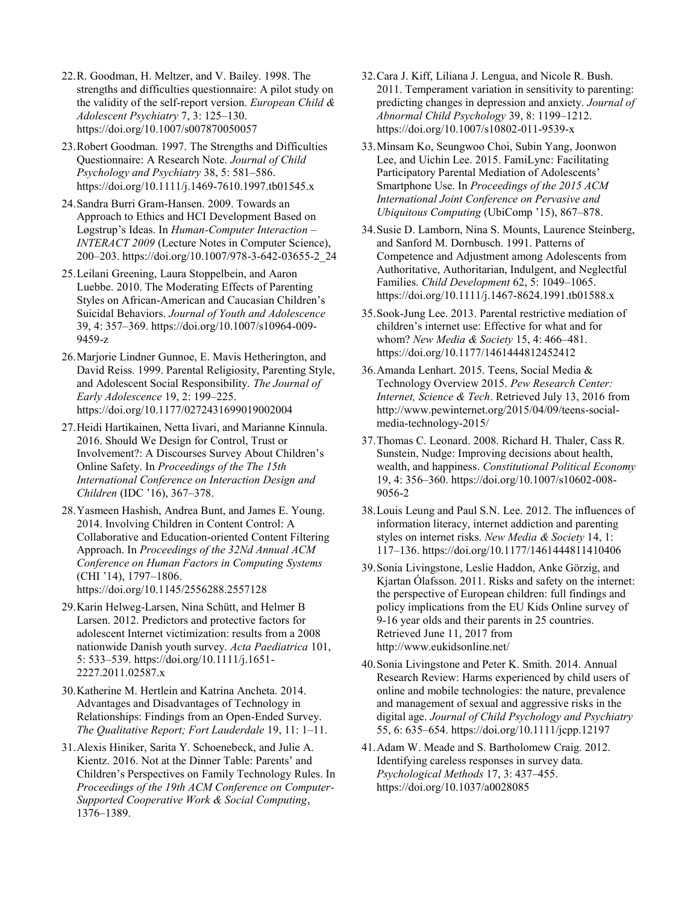22. R. Goodman, H. Meltzer, and V. Bailey. 1998. The strengths and difficulties questionnaire: A pilot study on the validity of the self-report version. *European Child & Adolescent Psychiatry* 7, 3: 125–130. https://doi.org/10.1007/s007870050057

23. Robert Goodman. 1997. The Strengths and Difficulties Questionnaire: A Research Note. *Journal of Child Psychology and Psychiatry* 38, 5: 581–586. https://doi.org/10.1111/j.1469-7610.1997.tb01545.x

24. Sandra Burri Gram-Hansen. 2009. Towards an Approach to Ethics and HCI Development Based on Løgstrup's Ideas. In *Human-Computer Interaction – INTERACT 2009* (Lecture Notes in Computer Science), 200–203. https://doi.org/10.1007/978-3-642-03655-2_24

25. Leilani Greening, Laura Stoppelbein, and Aaron Luebbe. 2010. The Moderating Effects of Parenting Styles on African-American and Caucasian Children's Suicidal Behaviors. *Journal of Youth and Adolescence* 39, 4: 357–369. https://doi.org/10.1007/s10964-009-9459-z

26. Marjorie Lindner Gunnoe, E. Mavis Hetherington, and David Reiss. 1999. Parental Religiosity, Parenting Style, and Adolescent Social Responsibility. *The Journal of Early Adolescence* 19, 2: 199–225. https://doi.org/10.1177/0272431699019002004

27. Heidi Hartikainen, Netta Iivari, and Marianne Kinnula. 2016. Should We Design for Control, Trust or Involvement?: A Discourses Survey About Children's Online Safety. In *Proceedings of the The 15th International Conference on Interaction Design and Children* (IDC '16), 367–378.

28. Yasmeen Hashish, Andrea Bunt, and James E. Young. 2014. Involving Children in Content Control: A Collaborative and Education-oriented Content Filtering Approach. In *Proceedings of the 32Nd Annual ACM Conference on Human Factors in Computing Systems* (CHI '14), 1797–1806. https://doi.org/10.1145/2556288.2557128

29. Karin Helweg-Larsen, Nina Schütt, and Helmer B Larsen. 2012. Predictors and protective factors for adolescent Internet victimization: results from a 2008 nationwide Danish youth survey. *Acta Paediatrica* 101, 5: 533–539. https://doi.org/10.1111/j.1651-2227.2011.02587.x

30. Katherine M. Hertlein and Katrina Ancheta. 2014. Advantages and Disadvantages of Technology in Relationships: Findings from an Open-Ended Survey. *The Qualitative Report; Fort Lauderdale* 19, 11: 1–11.

31. Alexis Hiniker, Sarita Y. Schoenebeck, and Julie A. Kientz. 2016. Not at the Dinner Table: Parents' and Children's Perspectives on Family Technology Rules. In *Proceedings of the 19th ACM Conference on Computer-Supported Cooperative Work & Social Computing*, 1376–1389.

32. Cara J. Kiff, Liliana J. Lengua, and Nicole R. Bush. 2011. Temperament variation in sensitivity to parenting: predicting changes in depression and anxiety. *Journal of Abnormal Child Psychology* 39, 8: 1199–1212. https://doi.org/10.1007/s10802-011-9539-x

33. Minsam Ko, Seungwoo Choi, Subin Yang, Joonwon Lee, and Uichin Lee. 2015. FamiLync: Facilitating Participatory Parental Mediation of Adolescents' Smartphone Use. In *Proceedings of the 2015 ACM International Joint Conference on Pervasive and Ubiquitous Computing* (UbiComp '15), 867–878.

34. Susie D. Lamborn, Nina S. Mounts, Laurence Steinberg, and Sanford M. Dornbusch. 1991. Patterns of Competence and Adjustment among Adolescents from Authoritative, Authoritarian, Indulgent, and Neglectful Families. *Child Development* 62, 5: 1049–1065. https://doi.org/10.1111/j.1467-8624.1991.tb01588.x

35. Sook-Jung Lee. 2013. Parental restrictive mediation of children's internet use: Effective for what and for whom? *New Media & Society* 15, 4: 466–481. https://doi.org/10.1177/1461444812452412

36. Amanda Lenhart. 2015. Teens, Social Media & Technology Overview 2015. *Pew Research Center: Internet, Science & Tech*. Retrieved July 13, 2016 from http://www.pewinternet.org/2015/04/09/teens-social-media-technology-2015/

37. Thomas C. Leonard. 2008. Richard H. Thaler, Cass R. Sunstein, Nudge: Improving decisions about health, wealth, and happiness. *Constitutional Political Economy* 19, 4: 356–360. https://doi.org/10.1007/s10602-008-9056-2

38. Louis Leung and Paul S.N. Lee. 2012. The influences of information literacy, internet addiction and parenting styles on internet risks. *New Media & Society* 14, 1: 117–136. https://doi.org/10.1177/1461444811410406

39. Sonia Livingstone, Leslie Haddon, Anke Görzig, and Kjartan Ólafsson. 2011. Risks and safety on the internet: the perspective of European children: full findings and policy implications from the EU Kids Online survey of 9-16 year olds and their parents in 25 countries. Retrieved June 11, 2017 from http://www.eukidsonline.net/

40. Sonia Livingstone and Peter K. Smith. 2014. Annual Research Review: Harms experienced by child users of online and mobile technologies: the nature, prevalence and management of sexual and aggressive risks in the digital age. *Journal of Child Psychology and Psychiatry* 55, 6: 635–654. https://doi.org/10.1111/jcpp.12197

41. Adam W. Meade and S. Bartholomew Craig. 2012. Identifying careless responses in survey data. *Psychological Methods* 17, 3: 437–455. https://doi.org/10.1037/a0028085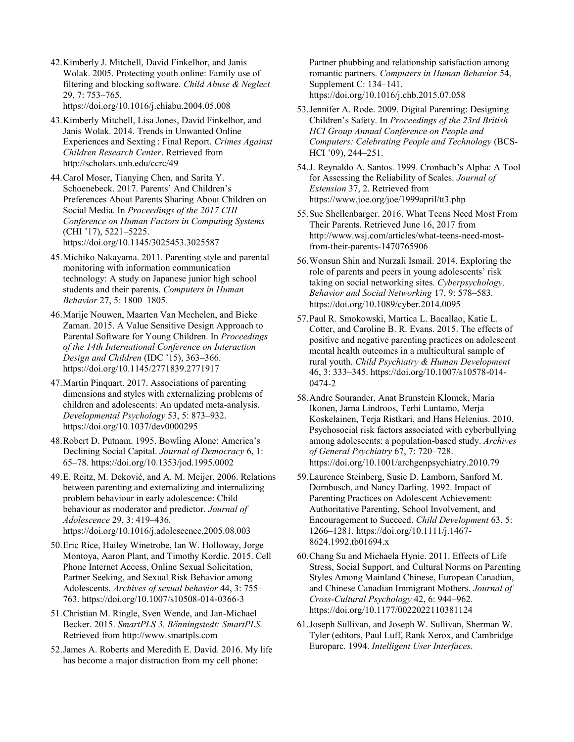42. Kimberly J. Mitchell, David Finkelhor, and Janis Wolak. 2005. Protecting youth online: Family use of filtering and blocking software. *Child Abuse & Neglect* 29, 7: 753–765. https://doi.org/10.1016/j.chiabu.2004.05.008

43. Kimberly Mitchell, Lisa Jones, David Finkelhor, and Janis Wolak. 2014. Trends in Unwanted Online Experiences and Sexting : Final Report. *Crimes Against Children Research Center*. Retrieved from http://scholars.unh.edu/ccrc/49

44. Carol Moser, Tianying Chen, and Sarita Y. Schoenebeck. 2017. Parents' And Children's Preferences About Parents Sharing About Children on Social Media. In *Proceedings of the 2017 CHI Conference on Human Factors in Computing Systems* (CHI '17), 5221–5225. https://doi.org/10.1145/3025453.3025587

45. Michiko Nakayama. 2011. Parenting style and parental monitoring with information communication technology: A study on Japanese junior high school students and their parents. *Computers in Human Behavior* 27, 5: 1800–1805.

46. Marije Nouwen, Maarten Van Mechelen, and Bieke Zaman. 2015. A Value Sensitive Design Approach to Parental Software for Young Children. In *Proceedings of the 14th International Conference on Interaction Design and Children* (IDC '15), 363–366. https://doi.org/10.1145/2771839.2771917

47. Martin Pinquart. 2017. Associations of parenting dimensions and styles with externalizing problems of children and adolescents: An updated meta-analysis. *Developmental Psychology* 53, 5: 873–932. https://doi.org/10.1037/dev0000295

48. Robert D. Putnam. 1995. Bowling Alone: America's Declining Social Capital. *Journal of Democracy* 6, 1: 65–78. https://doi.org/10.1353/jod.1995.0002

49. E. Reitz, M. Deković, and A. M. Meijer. 2006. Relations between parenting and externalizing and internalizing problem behaviour in early adolescence: Child behaviour as moderator and predictor. *Journal of Adolescence* 29, 3: 419–436. https://doi.org/10.1016/j.adolescence.2005.08.003

50. Eric Rice, Hailey Winetrobe, Ian W. Holloway, Jorge Montoya, Aaron Plant, and Timothy Kordic. 2015. Cell Phone Internet Access, Online Sexual Solicitation, Partner Seeking, and Sexual Risk Behavior among Adolescents. *Archives of sexual behavior* 44, 3: 755–763. https://doi.org/10.1007/s10508-014-0366-3

51. Christian M. Ringle, Sven Wende, and Jan-Michael Becker. 2015. *SmartPLS 3. Bönningstedt: SmartPLS.* Retrieved from http://www.smartpls.com

52. James A. Roberts and Meredith E. David. 2016. My life has become a major distraction from my cell phone: Partner phubbing and relationship satisfaction among romantic partners. *Computers in Human Behavior* 54, Supplement C: 134–141. https://doi.org/10.1016/j.chb.2015.07.058

53. Jennifer A. Rode. 2009. Digital Parenting: Designing Children's Safety. In *Proceedings of the 23rd British HCI Group Annual Conference on People and Computers: Celebrating People and Technology* (BCS-HCI '09), 244–251.

54. J. Reynaldo A. Santos. 1999. Cronbach's Alpha: A Tool for Assessing the Reliability of Scales. *Journal of Extension* 37, 2. Retrieved from https://www.joe.org/joe/1999april/tt3.php

55. Sue Shellenbarger. 2016. What Teens Need Most From Their Parents. Retrieved June 16, 2017 from http://www.wsj.com/articles/what-teens-need-most-from-their-parents-1470765906

56. Wonsun Shin and Nurzali Ismail. 2014. Exploring the role of parents and peers in young adolescents' risk taking on social networking sites. *Cyberpsychology, Behavior and Social Networking* 17, 9: 578–583. https://doi.org/10.1089/cyber.2014.0095

57. Paul R. Smokowski, Martica L. Bacallao, Katie L. Cotter, and Caroline B. R. Evans. 2015. The effects of positive and negative parenting practices on adolescent mental health outcomes in a multicultural sample of rural youth. *Child Psychiatry & Human Development* 46, 3: 333–345. https://doi.org/10.1007/s10578-014-0474-2

58. Andre Sourander, Anat Brunstein Klomek, Maria Ikonen, Jarna Lindroos, Terhi Luntamo, Merja Koskelainen, Terja Ristkari, and Hans Helenius. 2010. Psychosocial risk factors associated with cyberbullying among adolescents: a population-based study. *Archives of General Psychiatry* 67, 7: 720–728. https://doi.org/10.1001/archgenpsychiatry.2010.79

59. Laurence Steinberg, Susie D. Lamborn, Sanford M. Dornbusch, and Nancy Darling. 1992. Impact of Parenting Practices on Adolescent Achievement: Authoritative Parenting, School Involvement, and Encouragement to Succeed. *Child Development* 63, 5: 1266–1281. https://doi.org/10.1111/j.1467-8624.1992.tb01694.x

60. Chang Su and Michaela Hynie. 2011. Effects of Life Stress, Social Support, and Cultural Norms on Parenting Styles Among Mainland Chinese, European Canadian, and Chinese Canadian Immigrant Mothers. *Journal of Cross-Cultural Psychology* 42, 6: 944–962. https://doi.org/10.1177/0022022110381124

61. Joseph Sullivan, and Joseph W. Sullivan, Sherman W. Tyler (editors, Paul Luff, Rank Xerox, and Cambridge Europarc. 1994. *Intelligent User Interfaces*.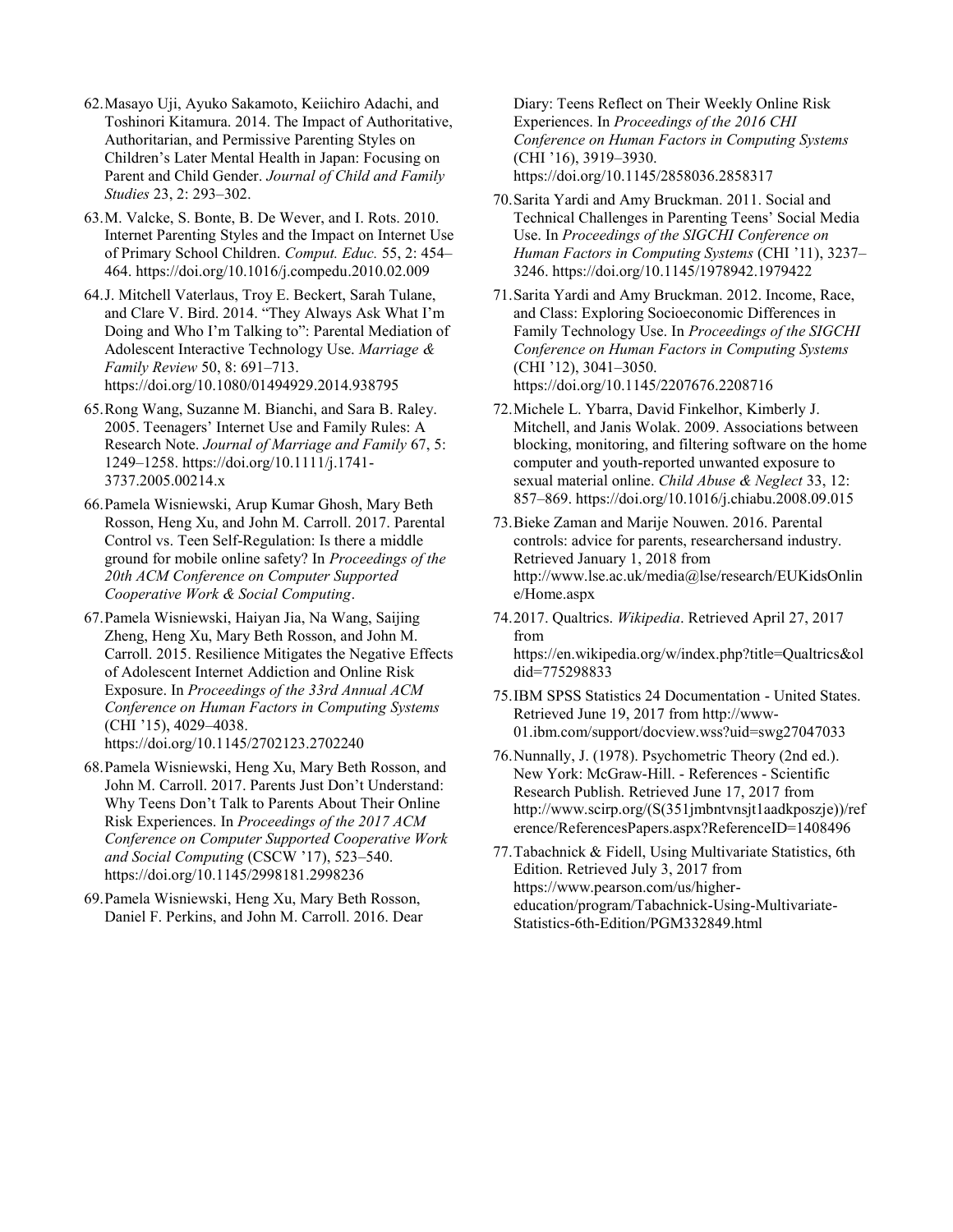62. Masayo Uji, Ayuko Sakamoto, Keiichiro Adachi, and Toshinori Kitamura. 2014. The Impact of Authoritative, Authoritarian, and Permissive Parenting Styles on Children's Later Mental Health in Japan: Focusing on Parent and Child Gender. *Journal of Child and Family Studies* 23, 2: 293–302.
63. M. Valcke, S. Bonte, B. De Wever, and I. Rots. 2010. Internet Parenting Styles and the Impact on Internet Use of Primary School Children. *Comput. Educ.* 55, 2: 454–464. https://doi.org/10.1016/j.compedu.2010.02.009
64. J. Mitchell Vaterlaus, Troy E. Beckert, Sarah Tulane, and Clare V. Bird. 2014. "They Always Ask What I'm Doing and Who I'm Talking to": Parental Mediation of Adolescent Interactive Technology Use. *Marriage & Family Review* 50, 8: 691–713. https://doi.org/10.1080/01494929.2014.938795
65. Rong Wang, Suzanne M. Bianchi, and Sara B. Raley. 2005. Teenagers' Internet Use and Family Rules: A Research Note. *Journal of Marriage and Family* 67, 5: 1249–1258. https://doi.org/10.1111/j.1741-3737.2005.00214.x
66. Pamela Wisniewski, Arup Kumar Ghosh, Mary Beth Rosson, Heng Xu, and John M. Carroll. 2017. Parental Control vs. Teen Self-Regulation: Is there a middle ground for mobile online safety? In *Proceedings of the 20th ACM Conference on Computer Supported Cooperative Work & Social Computing*.
67. Pamela Wisniewski, Haiyan Jia, Na Wang, Saijing Zheng, Heng Xu, Mary Beth Rosson, and John M. Carroll. 2015. Resilience Mitigates the Negative Effects of Adolescent Internet Addiction and Online Risk Exposure. In *Proceedings of the 33rd Annual ACM Conference on Human Factors in Computing Systems* (CHI '15), 4029–4038. https://doi.org/10.1145/2702123.2702240
68. Pamela Wisniewski, Heng Xu, Mary Beth Rosson, and John M. Carroll. 2017. Parents Just Don't Understand: Why Teens Don't Talk to Parents About Their Online Risk Experiences. In *Proceedings of the 2017 ACM Conference on Computer Supported Cooperative Work and Social Computing* (CSCW '17), 523–540. https://doi.org/10.1145/2998181.2998236
69. Pamela Wisniewski, Heng Xu, Mary Beth Rosson, Daniel F. Perkins, and John M. Carroll. 2016. Dear Diary: Teens Reflect on Their Weekly Online Risk Experiences. In *Proceedings of the 2016 CHI Conference on Human Factors in Computing Systems* (CHI '16), 3919–3930. https://doi.org/10.1145/2858036.2858317
70. Sarita Yardi and Amy Bruckman. 2011. Social and Technical Challenges in Parenting Teens' Social Media Use. In *Proceedings of the SIGCHI Conference on Human Factors in Computing Systems* (CHI '11), 3237–3246. https://doi.org/10.1145/1978942.1979422
71. Sarita Yardi and Amy Bruckman. 2012. Income, Race, and Class: Exploring Socioeconomic Differences in Family Technology Use. In *Proceedings of the SIGCHI Conference on Human Factors in Computing Systems* (CHI '12), 3041–3050. https://doi.org/10.1145/2207676.2208716
72. Michele L. Ybarra, David Finkelhor, Kimberly J. Mitchell, and Janis Wolak. 2009. Associations between blocking, monitoring, and filtering software on the home computer and youth-reported unwanted exposure to sexual material online. *Child Abuse & Neglect* 33, 12: 857–869. https://doi.org/10.1016/j.chiabu.2008.09.015
73. Bieke Zaman and Marije Nouwen. 2016. Parental controls: advice for parents, researchersand industry. Retrieved January 1, 2018 from http://www.lse.ac.uk/media@lse/research/EUKidsOnline/Home.aspx
74. 2017. Qualtrics. *Wikipedia*. Retrieved April 27, 2017 from https://en.wikipedia.org/w/index.php?title=Qualtrics&oldid=775298833
75. IBM SPSS Statistics 24 Documentation - United States. Retrieved June 19, 2017 from http://www-01.ibm.com/support/docview.wss?uid=swg27047033
76. Nunnally, J. (1978). Psychometric Theory (2nd ed.). New York: McGraw-Hill. - References - Scientific Research Publish. Retrieved June 17, 2017 from http://www.scirp.org/(S(351jmbntvnsjt1aadkposzje))/reference/ReferencesPapers.aspx?ReferenceID=1408496
77. Tabachnick & Fidell, Using Multivariate Statistics, 6th Edition. Retrieved July 3, 2017 from https://www.pearson.com/us/higher-education/program/Tabachnick-Using-Multivariate-Statistics-6th-Edition/PGM332849.html